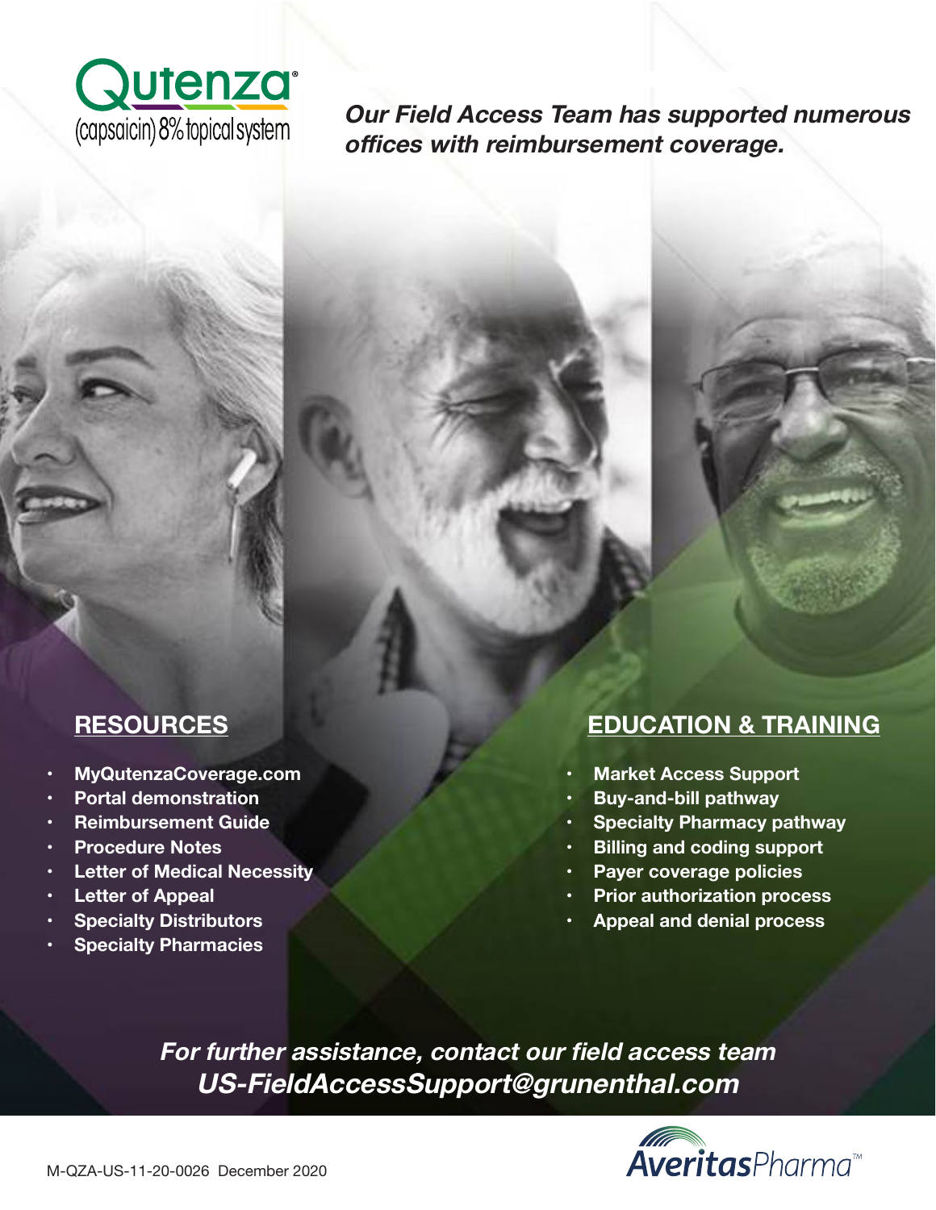Qutenza®
(capsaicin) 8% topical system

***Our Field Access Team has supported numerous offices with reimbursement coverage.***

## RESOURCES

- **MyQutenzaCoverage.com**
- **Portal demonstration**
- **Reimbursement Guide**
- **Procedure Notes**
- **Letter of Medical Necessity**
- **Letter of Appeal**
- **Specialty Distributors**
- **Specialty Pharmacies**

## EDUCATION & TRAINING

- **Market Access Support**
- **Buy-and-bill pathway**
- **Specialty Pharmacy pathway**
- **Billing and coding support**
- **Payer coverage policies**
- **Prior authorization process**
- **Appeal and denial process**

***For further assistance, contact our field access team***
***US-FieldAccessSupport@grunenthal.com***

M-QZA-US-11-20-0026 December 2020

AveritasPharma™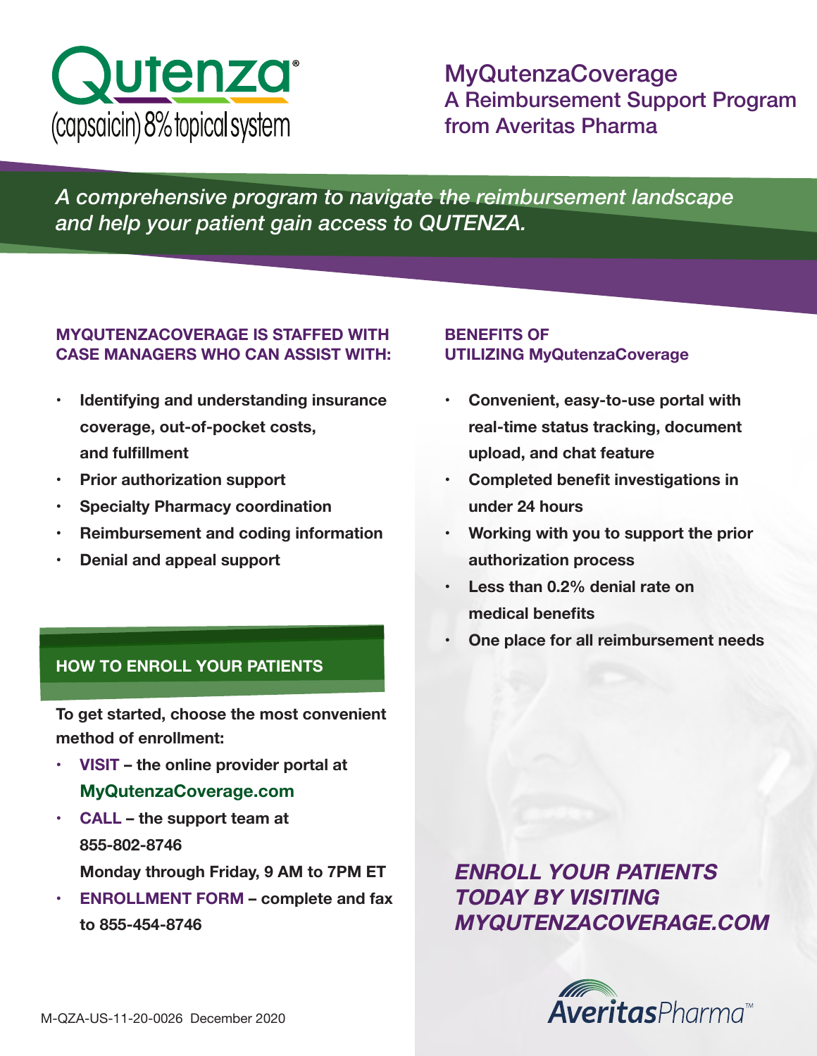# Qutenza®
(capsaicin) 8% topical system

## MyQutenzaCoverage
## A Reimbursement Support Program from Averitas Pharma

*A comprehensive program to navigate the reimbursement landscape and help your patient gain access to QUTENZA.*

### MYQUTENZACOVERAGE IS STAFFED WITH CASE MANAGERS WHO CAN ASSIST WITH:

- **Identifying and understanding insurance coverage, out-of-pocket costs, and fulfillment**
- **Prior authorization support**
- **Specialty Pharmacy coordination**
- **Reimbursement and coding information**
- **Denial and appeal support**

### HOW TO ENROLL YOUR PATIENTS

**To get started, choose the most convenient method of enrollment:**

- **VISIT – the online provider portal at MyQutenzaCoverage.com**
- **CALL – the support team at 855-802-8746**
  **Monday through Friday, 9 AM to 7PM ET**
- **ENROLLMENT FORM – complete and fax to 855-454-8746**

### BENEFITS OF UTILIZING MyQutenzaCoverage

- **Convenient, easy-to-use portal with real-time status tracking, document upload, and chat feature**
- **Completed benefit investigations in under 24 hours**
- **Working with you to support the prior authorization process**
- **Less than 0.2% denial rate on medical benefits**
- **One place for all reimbursement needs**

***ENROLL YOUR PATIENTS TODAY BY VISITING MYQUTENZACOVERAGE.COM***

AveritasPharma™

M-QZA-US-11-20-0026 December 2020